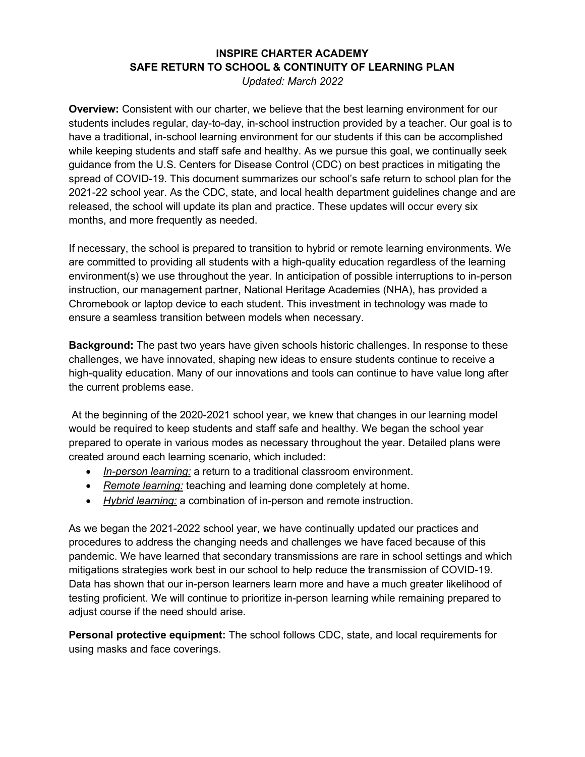# INSPIRE CHARTER ACADEMY
# SAFE RETURN TO SCHOOL & CONTINUITY OF LEARNING PLAN

*Updated: March 2022*

**Overview:** Consistent with our charter, we believe that the best learning environment for our students includes regular, day-to-day, in-school instruction provided by a teacher. Our goal is to have a traditional, in-school learning environment for our students if this can be accomplished while keeping students and staff safe and healthy. As we pursue this goal, we continually seek guidance from the U.S. Centers for Disease Control (CDC) on best practices in mitigating the spread of COVID-19. This document summarizes our school's safe return to school plan for the 2021-22 school year. As the CDC, state, and local health department guidelines change and are released, the school will update its plan and practice. These updates will occur every six months, and more frequently as needed.

If necessary, the school is prepared to transition to hybrid or remote learning environments. We are committed to providing all students with a high-quality education regardless of the learning environment(s) we use throughout the year. In anticipation of possible interruptions to in-person instruction, our management partner, National Heritage Academies (NHA), has provided a Chromebook or laptop device to each student. This investment in technology was made to ensure a seamless transition between models when necessary.

**Background:** The past two years have given schools historic challenges. In response to these challenges, we have innovated, shaping new ideas to ensure students continue to receive a high-quality education. Many of our innovations and tools can continue to have value long after the current problems ease.

At the beginning of the 2020-2021 school year, we knew that changes in our learning model would be required to keep students and staff safe and healthy. We began the school year prepared to operate in various modes as necessary throughout the year. Detailed plans were created around each learning scenario, which included:

- *In-person learning:* a return to a traditional classroom environment.
- *Remote learning:* teaching and learning done completely at home.
- *Hybrid learning:* a combination of in-person and remote instruction.

As we began the 2021-2022 school year, we have continually updated our practices and procedures to address the changing needs and challenges we have faced because of this pandemic. We have learned that secondary transmissions are rare in school settings and which mitigations strategies work best in our school to help reduce the transmission of COVID-19. Data has shown that our in-person learners learn more and have a much greater likelihood of testing proficient. We will continue to prioritize in-person learning while remaining prepared to adjust course if the need should arise.

**Personal protective equipment:** The school follows CDC, state, and local requirements for using masks and face coverings.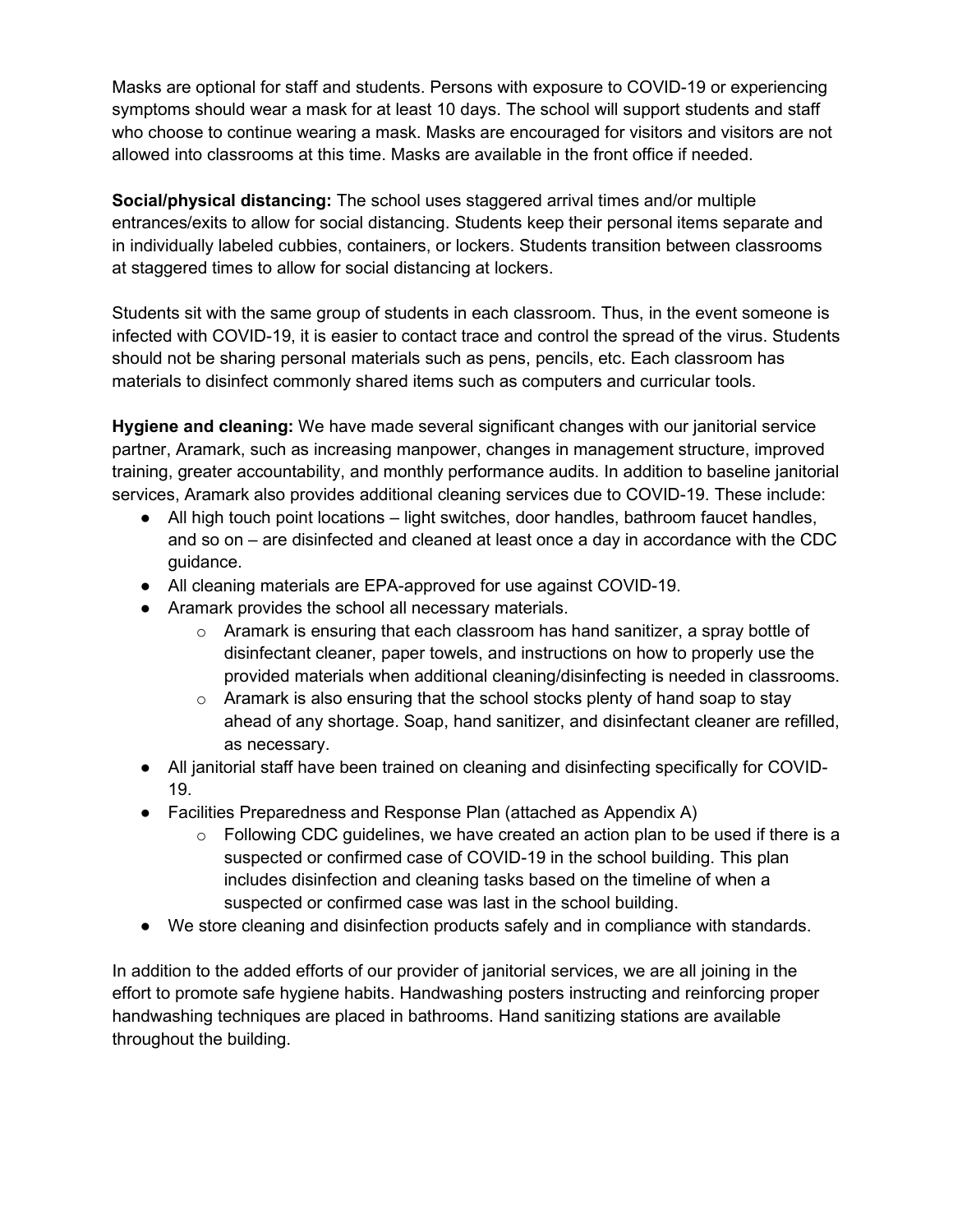Masks are optional for staff and students. Persons with exposure to COVID-19 or experiencing symptoms should wear a mask for at least 10 days. The school will support students and staff who choose to continue wearing a mask. Masks are encouraged for visitors and visitors are not allowed into classrooms at this time. Masks are available in the front office if needed.

**Social/physical distancing:** The school uses staggered arrival times and/or multiple entrances/exits to allow for social distancing. Students keep their personal items separate and in individually labeled cubbies, containers, or lockers. Students transition between classrooms at staggered times to allow for social distancing at lockers.

Students sit with the same group of students in each classroom. Thus, in the event someone is infected with COVID-19, it is easier to contact trace and control the spread of the virus. Students should not be sharing personal materials such as pens, pencils, etc. Each classroom has materials to disinfect commonly shared items such as computers and curricular tools.

**Hygiene and cleaning:** We have made several significant changes with our janitorial service partner, Aramark, such as increasing manpower, changes in management structure, improved training, greater accountability, and monthly performance audits. In addition to baseline janitorial services, Aramark also provides additional cleaning services due to COVID-19. These include:

- All high touch point locations – light switches, door handles, bathroom faucet handles, and so on – are disinfected and cleaned at least once a day in accordance with the CDC guidance.
- All cleaning materials are EPA-approved for use against COVID-19.
- Aramark provides the school all necessary materials.
  - Aramark is ensuring that each classroom has hand sanitizer, a spray bottle of disinfectant cleaner, paper towels, and instructions on how to properly use the provided materials when additional cleaning/disinfecting is needed in classrooms.
  - Aramark is also ensuring that the school stocks plenty of hand soap to stay ahead of any shortage. Soap, hand sanitizer, and disinfectant cleaner are refilled, as necessary.
- All janitorial staff have been trained on cleaning and disinfecting specifically for COVID-19.
- Facilities Preparedness and Response Plan (attached as Appendix A)
  - Following CDC guidelines, we have created an action plan to be used if there is a suspected or confirmed case of COVID-19 in the school building. This plan includes disinfection and cleaning tasks based on the timeline of when a suspected or confirmed case was last in the school building.
- We store cleaning and disinfection products safely and in compliance with standards.

In addition to the added efforts of our provider of janitorial services, we are all joining in the effort to promote safe hygiene habits. Handwashing posters instructing and reinforcing proper handwashing techniques are placed in bathrooms. Hand sanitizing stations are available throughout the building.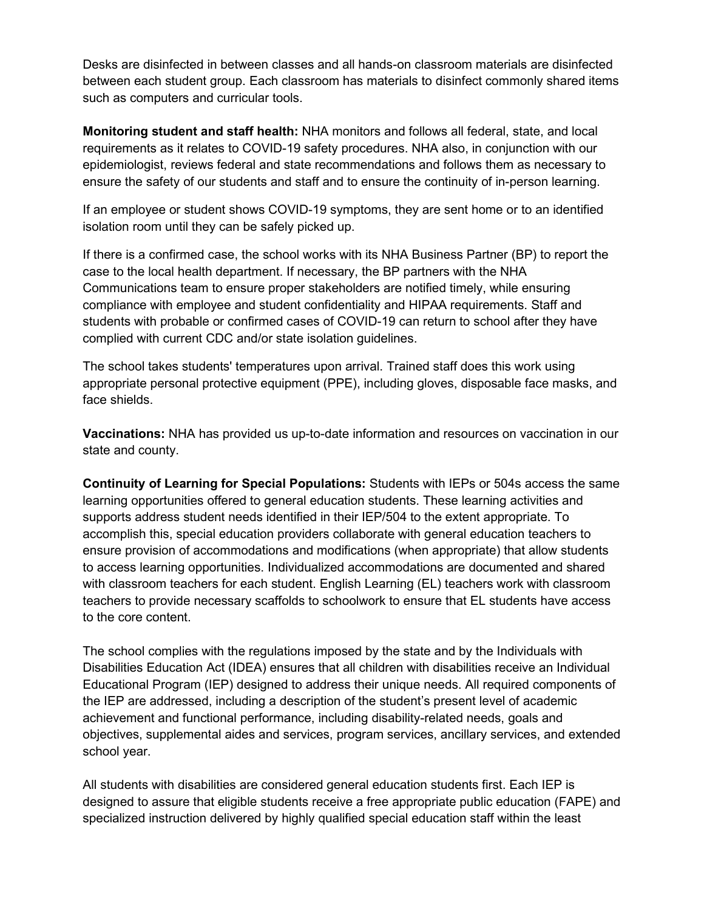Desks are disinfected in between classes and all hands-on classroom materials are disinfected between each student group. Each classroom has materials to disinfect commonly shared items such as computers and curricular tools.

**Monitoring student and staff health:** NHA monitors and follows all federal, state, and local requirements as it relates to COVID-19 safety procedures. NHA also, in conjunction with our epidemiologist, reviews federal and state recommendations and follows them as necessary to ensure the safety of our students and staff and to ensure the continuity of in-person learning.

If an employee or student shows COVID-19 symptoms, they are sent home or to an identified isolation room until they can be safely picked up.

If there is a confirmed case, the school works with its NHA Business Partner (BP) to report the case to the local health department. If necessary, the BP partners with the NHA Communications team to ensure proper stakeholders are notified timely, while ensuring compliance with employee and student confidentiality and HIPAA requirements. Staff and students with probable or confirmed cases of COVID-19 can return to school after they have complied with current CDC and/or state isolation guidelines.

The school takes students' temperatures upon arrival. Trained staff does this work using appropriate personal protective equipment (PPE), including gloves, disposable face masks, and face shields.

**Vaccinations:** NHA has provided us up-to-date information and resources on vaccination in our state and county.

**Continuity of Learning for Special Populations:** Students with IEPs or 504s access the same learning opportunities offered to general education students. These learning activities and supports address student needs identified in their IEP/504 to the extent appropriate. To accomplish this, special education providers collaborate with general education teachers to ensure provision of accommodations and modifications (when appropriate) that allow students to access learning opportunities. Individualized accommodations are documented and shared with classroom teachers for each student. English Learning (EL) teachers work with classroom teachers to provide necessary scaffolds to schoolwork to ensure that EL students have access to the core content.

The school complies with the regulations imposed by the state and by the Individuals with Disabilities Education Act (IDEA) ensures that all children with disabilities receive an Individual Educational Program (IEP) designed to address their unique needs. All required components of the IEP are addressed, including a description of the student's present level of academic achievement and functional performance, including disability-related needs, goals and objectives, supplemental aides and services, program services, ancillary services, and extended school year.

All students with disabilities are considered general education students first. Each IEP is designed to assure that eligible students receive a free appropriate public education (FAPE) and specialized instruction delivered by highly qualified special education staff within the least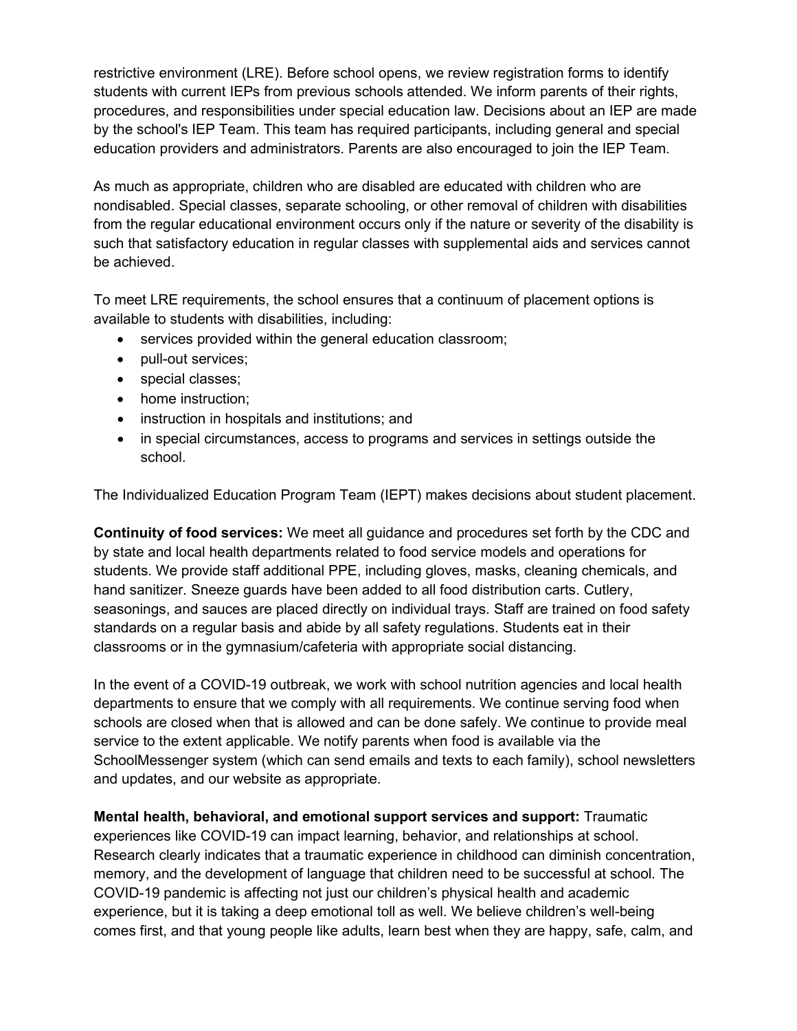restrictive environment (LRE). Before school opens, we review registration forms to identify students with current IEPs from previous schools attended. We inform parents of their rights, procedures, and responsibilities under special education law. Decisions about an IEP are made by the school's IEP Team. This team has required participants, including general and special education providers and administrators. Parents are also encouraged to join the IEP Team.

As much as appropriate, children who are disabled are educated with children who are nondisabled. Special classes, separate schooling, or other removal of children with disabilities from the regular educational environment occurs only if the nature or severity of the disability is such that satisfactory education in regular classes with supplemental aids and services cannot be achieved.

To meet LRE requirements, the school ensures that a continuum of placement options is available to students with disabilities, including:

- services provided within the general education classroom;
- pull-out services;
- special classes;
- home instruction;
- instruction in hospitals and institutions; and
- in special circumstances, access to programs and services in settings outside the school.

The Individualized Education Program Team (IEPT) makes decisions about student placement.

**Continuity of food services:** We meet all guidance and procedures set forth by the CDC and by state and local health departments related to food service models and operations for students. We provide staff additional PPE, including gloves, masks, cleaning chemicals, and hand sanitizer. Sneeze guards have been added to all food distribution carts. Cutlery, seasonings, and sauces are placed directly on individual trays. Staff are trained on food safety standards on a regular basis and abide by all safety regulations. Students eat in their classrooms or in the gymnasium/cafeteria with appropriate social distancing.

In the event of a COVID-19 outbreak, we work with school nutrition agencies and local health departments to ensure that we comply with all requirements. We continue serving food when schools are closed when that is allowed and can be done safely. We continue to provide meal service to the extent applicable. We notify parents when food is available via the SchoolMessenger system (which can send emails and texts to each family), school newsletters and updates, and our website as appropriate.

**Mental health, behavioral, and emotional support services and support:** Traumatic experiences like COVID-19 can impact learning, behavior, and relationships at school. Research clearly indicates that a traumatic experience in childhood can diminish concentration, memory, and the development of language that children need to be successful at school. The COVID-19 pandemic is affecting not just our children's physical health and academic experience, but it is taking a deep emotional toll as well. We believe children's well-being comes first, and that young people like adults, learn best when they are happy, safe, calm, and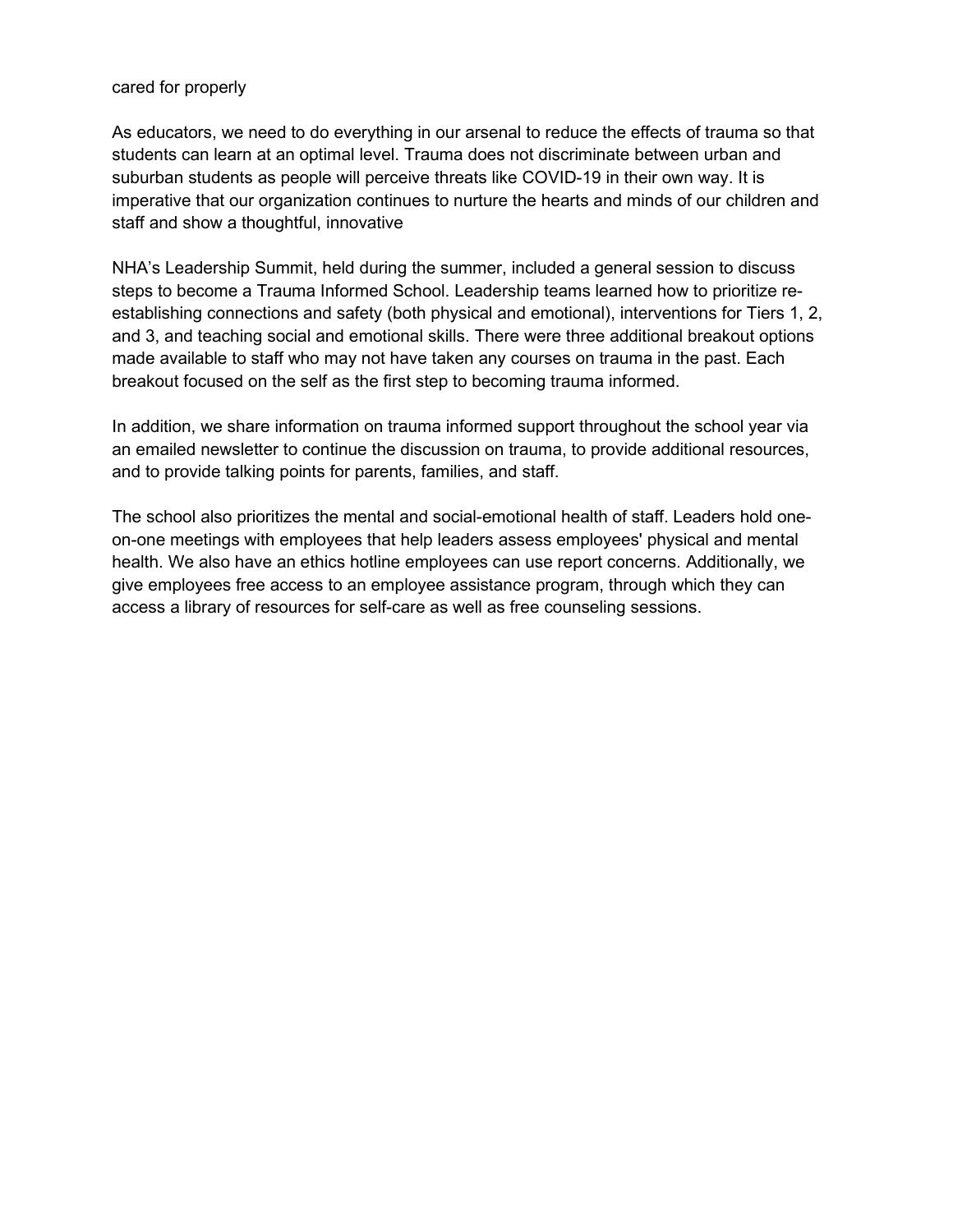cared for properly

As educators, we need to do everything in our arsenal to reduce the effects of trauma so that students can learn at an optimal level. Trauma does not discriminate between urban and suburban students as people will perceive threats like COVID-19 in their own way. It is imperative that our organization continues to nurture the hearts and minds of our children and staff and show a thoughtful, innovative

NHA's Leadership Summit, held during the summer, included a general session to discuss steps to become a Trauma Informed School. Leadership teams learned how to prioritize re-establishing connections and safety (both physical and emotional), interventions for Tiers 1, 2, and 3, and teaching social and emotional skills. There were three additional breakout options made available to staff who may not have taken any courses on trauma in the past. Each breakout focused on the self as the first step to becoming trauma informed.

In addition, we share information on trauma informed support throughout the school year via an emailed newsletter to continue the discussion on trauma, to provide additional resources, and to provide talking points for parents, families, and staff.

The school also prioritizes the mental and social-emotional health of staff. Leaders hold one-on-one meetings with employees that help leaders assess employees' physical and mental health. We also have an ethics hotline employees can use report concerns. Additionally, we give employees free access to an employee assistance program, through which they can access a library of resources for self-care as well as free counseling sessions.